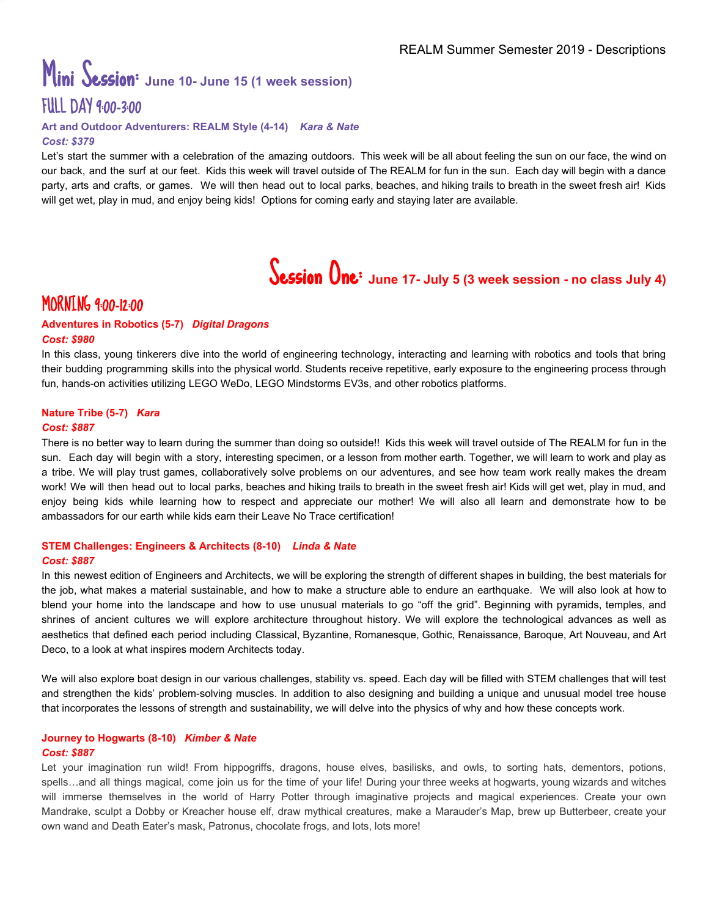REALM Summer Semester 2019 - Descriptions

# Mini Session: June 10- June 15 (1 week session)

## FULL DAY 9:00-3:00

**Art and Outdoor Adventurers: REALM Style (4-14)** ***Kara & Nate***

***Cost: $379***

Let's start the summer with a celebration of the amazing outdoors. This week will be all about feeling the sun on our face, the wind on our back, and the surf at our feet. Kids this week will travel outside of The REALM for fun in the sun. Each day will begin with a dance party, arts and crafts, or games. We will then head out to local parks, beaches, and hiking trails to breath in the sweet fresh air! Kids will get wet, play in mud, and enjoy being kids! Options for coming early and staying later are available.

# Session One: June 17- July 5 (3 week session - no class July 4)

## MORNING 9:00-12:00

**Adventures in Robotics (5-7)** ***Digital Dragons***

***Cost: $980***

In this class, young tinkerers dive into the world of engineering technology, interacting and learning with robotics and tools that bring their budding programming skills into the physical world. Students receive repetitive, early exposure to the engineering process through fun, hands-on activities utilizing LEGO WeDo, LEGO Mindstorms EV3s, and other robotics platforms.

**Nature Tribe (5-7)** ***Kara***

***Cost: $887***

There is no better way to learn during the summer than doing so outside!! Kids this week will travel outside of The REALM for fun in the sun. Each day will begin with a story, interesting specimen, or a lesson from mother earth. Together, we will learn to work and play as a tribe. We will play trust games, collaboratively solve problems on our adventures, and see how team work really makes the dream work! We will then head out to local parks, beaches and hiking trails to breath in the sweet fresh air! Kids will get wet, play in mud, and enjoy being kids while learning how to respect and appreciate our mother! We will also all learn and demonstrate how to be ambassadors for our earth while kids earn their Leave No Trace certification!

**STEM Challenges: Engineers & Architects (8-10)** ***Linda & Nate***

***Cost: $887***

In this newest edition of Engineers and Architects, we will be exploring the strength of different shapes in building, the best materials for the job, what makes a material sustainable, and how to make a structure able to endure an earthquake. We will also look at how to blend your home into the landscape and how to use unusual materials to go "off the grid". Beginning with pyramids, temples, and shrines of ancient cultures we will explore architecture throughout history. We will explore the technological advances as well as aesthetics that defined each period including Classical, Byzantine, Romanesque, Gothic, Renaissance, Baroque, Art Nouveau, and Art Deco, to a look at what inspires modern Architects today.

We will also explore boat design in our various challenges, stability vs. speed. Each day will be filled with STEM challenges that will test and strengthen the kids' problem-solving muscles. In addition to also designing and building a unique and unusual model tree house that incorporates the lessons of strength and sustainability, we will delve into the physics of why and how these concepts work.

**Journey to Hogwarts (8-10)** ***Kimber & Nate***

***Cost: $887***

Let your imagination run wild! From hippogriffs, dragons, house elves, basilisks, and owls, to sorting hats, dementors, potions, spells…and all things magical, come join us for the time of your life! During your three weeks at hogwarts, young wizards and witches will immerse themselves in the world of Harry Potter through imaginative projects and magical experiences. Create your own Mandrake, sculpt a Dobby or Kreacher house elf, draw mythical creatures, make a Marauder's Map, brew up Butterbeer, create your own wand and Death Eater's mask, Patronus, chocolate frogs, and lots, lots more!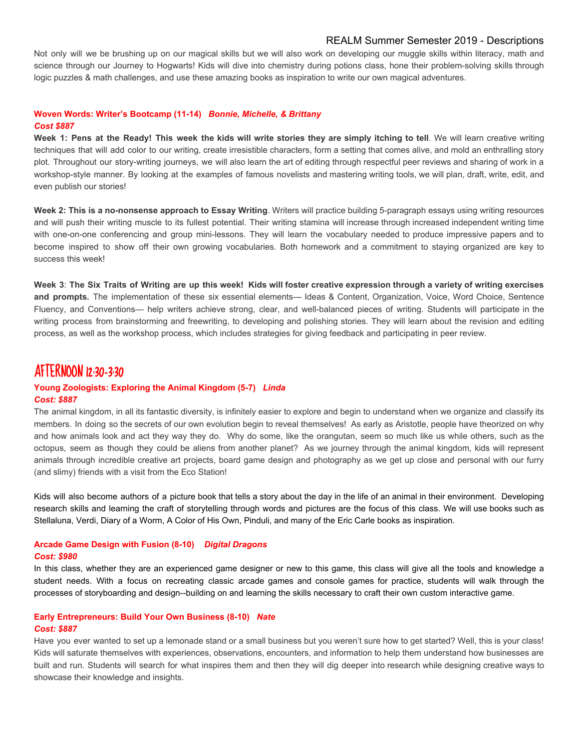Not only will we be brushing up on our magical skills but we will also work on developing our muggle skills within literacy, math and science through our Journey to Hogwarts! Kids will dive into chemistry during potions class, hone their problem-solving skills through logic puzzles & math challenges, and use these amazing books as inspiration to write our own magical adventures.

### Woven Words: Writer's Bootcamp (11-14) *Bonnie, Michelle, & Brittany*

***Cost $887***

**Week 1: Pens at the Ready! This week the kids will write stories they are simply itching to tell**. We will learn creative writing techniques that will add color to our writing, create irresistible characters, form a setting that comes alive, and mold an enthralling story plot. Throughout our story-writing journeys, we will also learn the art of editing through respectful peer reviews and sharing of work in a workshop-style manner. By looking at the examples of famous novelists and mastering writing tools, we will plan, draft, write, edit, and even publish our stories!

**Week 2: This is a no-nonsense approach to Essay Writing**. Writers will practice building 5-paragraph essays using writing resources and will push their writing muscle to its fullest potential. Their writing stamina will increase through increased independent writing time with one-on-one conferencing and group mini-lessons. They will learn the vocabulary needed to produce impressive papers and to become inspired to show off their own growing vocabularies. Both homework and a commitment to staying organized are key to success this week!

**Week 3**: **The Six Traits of Writing are up this week! Kids will foster creative expression through a variety of writing exercises and prompts.** The implementation of these six essential elements— Ideas & Content, Organization, Voice, Word Choice, Sentence Fluency, and Conventions— help writers achieve strong, clear, and well-balanced pieces of writing. Students will participate in the writing process from brainstorming and freewriting, to developing and polishing stories. They will learn about the revision and editing process, as well as the workshop process, which includes strategies for giving feedback and participating in peer review.

## AFTERNOON 12:30-3:30

### Young Zoologists: Exploring the Animal Kingdom (5-7) *Linda*

***Cost: $887***

The animal kingdom, in all its fantastic diversity, is infinitely easier to explore and begin to understand when we organize and classify its members. In doing so the secrets of our own evolution begin to reveal themselves! As early as Aristotle, people have theorized on why and how animals look and act they way they do. Why do some, like the orangutan, seem so much like us while others, such as the octopus, seem as though they could be aliens from another planet? As we journey through the animal kingdom, kids will represent animals through incredible creative art projects, board game design and photography as we get up close and personal with our furry (and slimy) friends with a visit from the Eco Station!

Kids will also become authors of a picture book that tells a story about the day in the life of an animal in their environment. Developing research skills and learning the craft of storytelling through words and pictures are the focus of this class. We will use books such as Stellaluna, Verdi, Diary of a Worm, A Color of His Own, Pinduli, and many of the Eric Carle books as inspiration.

### Arcade Game Design with Fusion (8-10) *Digital Dragons*

***Cost: $980***

In this class, whether they are an experienced game designer or new to this game, this class will give all the tools and knowledge a student needs. With a focus on recreating classic arcade games and console games for practice, students will walk through the processes of storyboarding and design--building on and learning the skills necessary to craft their own custom interactive game.

### Early Entrepreneurs: Build Your Own Business (8-10) *Nate*

***Cost: $887***

Have you ever wanted to set up a lemonade stand or a small business but you weren't sure how to get started? Well, this is your class! Kids will saturate themselves with experiences, observations, encounters, and information to help them understand how businesses are built and run. Students will search for what inspires them and then they will dig deeper into research while designing creative ways to showcase their knowledge and insights.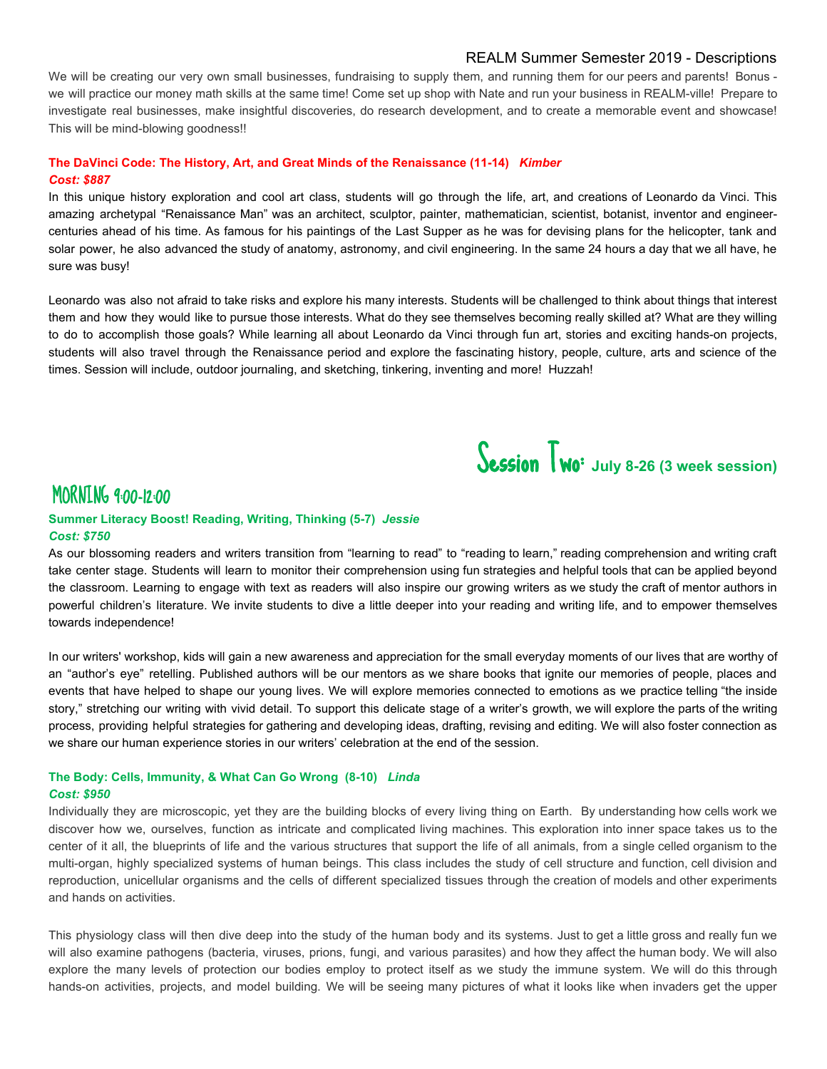We will be creating our very own small businesses, fundraising to supply them, and running them for our peers and parents! Bonus - we will practice our money math skills at the same time! Come set up shop with Nate and run your business in REALM-ville! Prepare to investigate real businesses, make insightful discoveries, do research development, and to create a memorable event and showcase! This will be mind-blowing goodness!!

### The DaVinci Code: The History, Art, and Great Minds of the Renaissance (11-14) *Kimber*

***Cost: $887***

In this unique history exploration and cool art class, students will go through the life, art, and creations of Leonardo da Vinci. This amazing archetypal "Renaissance Man" was an architect, sculptor, painter, mathematician, scientist, botanist, inventor and engineer- centuries ahead of his time. As famous for his paintings of the Last Supper as he was for devising plans for the helicopter, tank and solar power, he also advanced the study of anatomy, astronomy, and civil engineering. In the same 24 hours a day that we all have, he sure was busy!

Leonardo was also not afraid to take risks and explore his many interests. Students will be challenged to think about things that interest them and how they would like to pursue those interests. What do they see themselves becoming really skilled at? What are they willing to do to accomplish those goals? While learning all about Leonardo da Vinci through fun art, stories and exciting hands-on projects, students will also travel through the Renaissance period and explore the fascinating history, people, culture, arts and science of the times. Session will include, outdoor journaling, and sketching, tinkering, inventing and more! Huzzah!

# Session Two: July 8-26 (3 week session)

## MORNING 9:00-12:00

### Summer Literacy Boost! Reading, Writing, Thinking (5-7) *Jessie*

***Cost: $750***

As our blossoming readers and writers transition from "learning to read" to "reading to learn," reading comprehension and writing craft take center stage. Students will learn to monitor their comprehension using fun strategies and helpful tools that can be applied beyond the classroom. Learning to engage with text as readers will also inspire our growing writers as we study the craft of mentor authors in powerful children's literature. We invite students to dive a little deeper into your reading and writing life, and to empower themselves towards independence!

In our writers' workshop, kids will gain a new awareness and appreciation for the small everyday moments of our lives that are worthy of an "author's eye" retelling. Published authors will be our mentors as we share books that ignite our memories of people, places and events that have helped to shape our young lives. We will explore memories connected to emotions as we practice telling "the inside story," stretching our writing with vivid detail. To support this delicate stage of a writer's growth, we will explore the parts of the writing process, providing helpful strategies for gathering and developing ideas, drafting, revising and editing. We will also foster connection as we share our human experience stories in our writers' celebration at the end of the session.

### The Body: Cells, Immunity, & What Can Go Wrong (8-10) *Linda*

***Cost: $950***

Individually they are microscopic, yet they are the building blocks of every living thing on Earth. By understanding how cells work we discover how we, ourselves, function as intricate and complicated living machines. This exploration into inner space takes us to the center of it all, the blueprints of life and the various structures that support the life of all animals, from a single celled organism to the multi-organ, highly specialized systems of human beings. This class includes the study of cell structure and function, cell division and reproduction, unicellular organisms and the cells of different specialized tissues through the creation of models and other experiments and hands on activities.

This physiology class will then dive deep into the study of the human body and its systems. Just to get a little gross and really fun we will also examine pathogens (bacteria, viruses, prions, fungi, and various parasites) and how they affect the human body. We will also explore the many levels of protection our bodies employ to protect itself as we study the immune system. We will do this through hands-on activities, projects, and model building. We will be seeing many pictures of what it looks like when invaders get the upper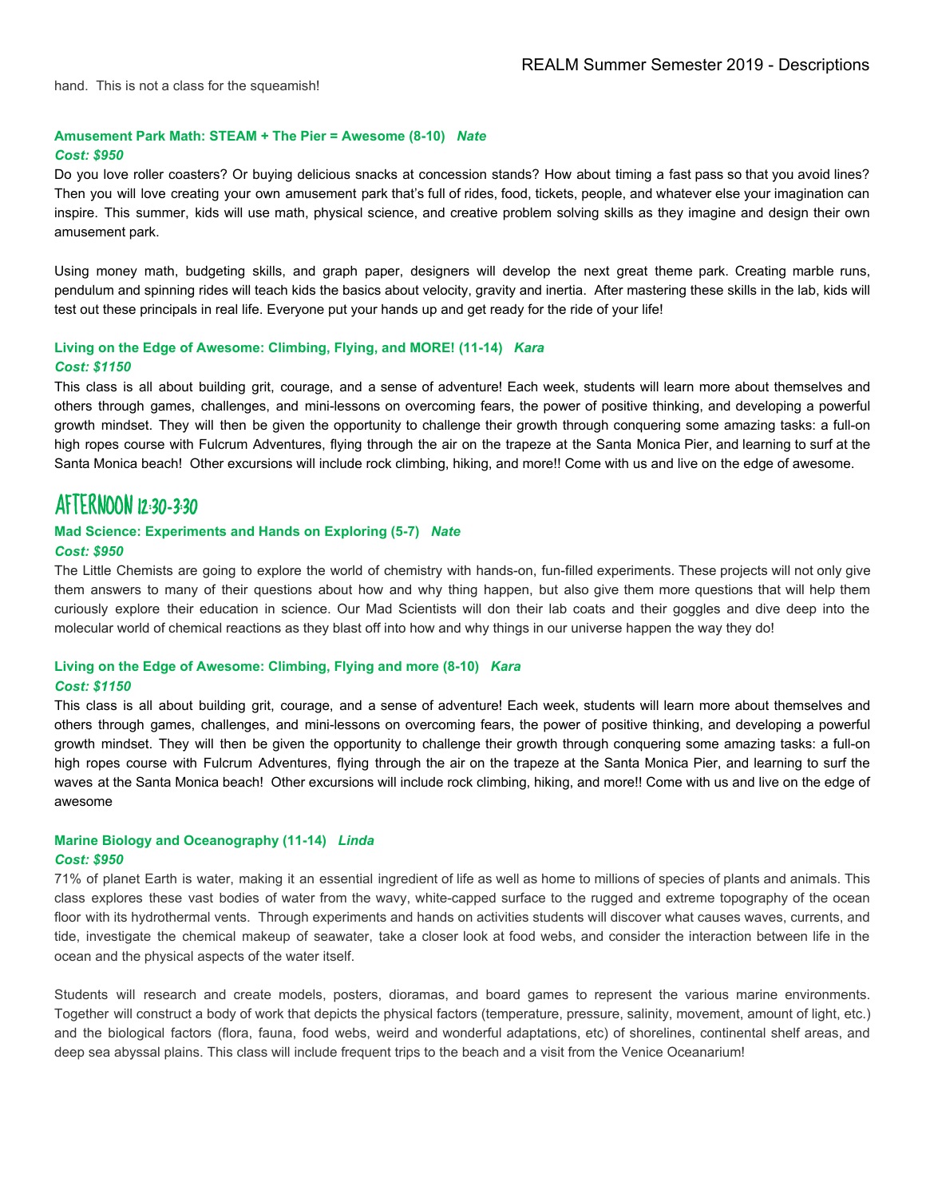hand. This is not a class for the squeamish!

### Amusement Park Math: STEAM + The Pier = Awesome (8-10) *Nate*

***Cost: $950***

Do you love roller coasters? Or buying delicious snacks at concession stands? How about timing a fast pass so that you avoid lines? Then you will love creating your own amusement park that's full of rides, food, tickets, people, and whatever else your imagination can inspire. This summer, kids will use math, physical science, and creative problem solving skills as they imagine and design their own amusement park.

Using money math, budgeting skills, and graph paper, designers will develop the next great theme park. Creating marble runs, pendulum and spinning rides will teach kids the basics about velocity, gravity and inertia. After mastering these skills in the lab, kids will test out these principals in real life. Everyone put your hands up and get ready for the ride of your life!

### Living on the Edge of Awesome: Climbing, Flying, and MORE! (11-14) *Kara*

***Cost: $1150***

This class is all about building grit, courage, and a sense of adventure! Each week, students will learn more about themselves and others through games, challenges, and mini-lessons on overcoming fears, the power of positive thinking, and developing a powerful growth mindset. They will then be given the opportunity to challenge their growth through conquering some amazing tasks: a full-on high ropes course with Fulcrum Adventures, flying through the air on the trapeze at the Santa Monica Pier, and learning to surf at the Santa Monica beach! Other excursions will include rock climbing, hiking, and more!! Come with us and live on the edge of awesome.

## AFTERNOON 12:30-3:30

### Mad Science: Experiments and Hands on Exploring (5-7) *Nate*

***Cost: $950***

The Little Chemists are going to explore the world of chemistry with hands-on, fun-filled experiments. These projects will not only give them answers to many of their questions about how and why thing happen, but also give them more questions that will help them curiously explore their education in science. Our Mad Scientists will don their lab coats and their goggles and dive deep into the molecular world of chemical reactions as they blast off into how and why things in our universe happen the way they do!

### Living on the Edge of Awesome: Climbing, Flying and more (8-10) *Kara*

***Cost: $1150***

This class is all about building grit, courage, and a sense of adventure! Each week, students will learn more about themselves and others through games, challenges, and mini-lessons on overcoming fears, the power of positive thinking, and developing a powerful growth mindset. They will then be given the opportunity to challenge their growth through conquering some amazing tasks: a full-on high ropes course with Fulcrum Adventures, flying through the air on the trapeze at the Santa Monica Pier, and learning to surf the waves at the Santa Monica beach! Other excursions will include rock climbing, hiking, and more!! Come with us and live on the edge of awesome

### Marine Biology and Oceanography (11-14) *Linda*

***Cost: $950***

71% of planet Earth is water, making it an essential ingredient of life as well as home to millions of species of plants and animals. This class explores these vast bodies of water from the wavy, white-capped surface to the rugged and extreme topography of the ocean floor with its hydrothermal vents. Through experiments and hands on activities students will discover what causes waves, currents, and tide, investigate the chemical makeup of seawater, take a closer look at food webs, and consider the interaction between life in the ocean and the physical aspects of the water itself.

Students will research and create models, posters, dioramas, and board games to represent the various marine environments. Together will construct a body of work that depicts the physical factors (temperature, pressure, salinity, movement, amount of light, etc.) and the biological factors (flora, fauna, food webs, weird and wonderful adaptations, etc) of shorelines, continental shelf areas, and deep sea abyssal plains. This class will include frequent trips to the beach and a visit from the Venice Oceanarium!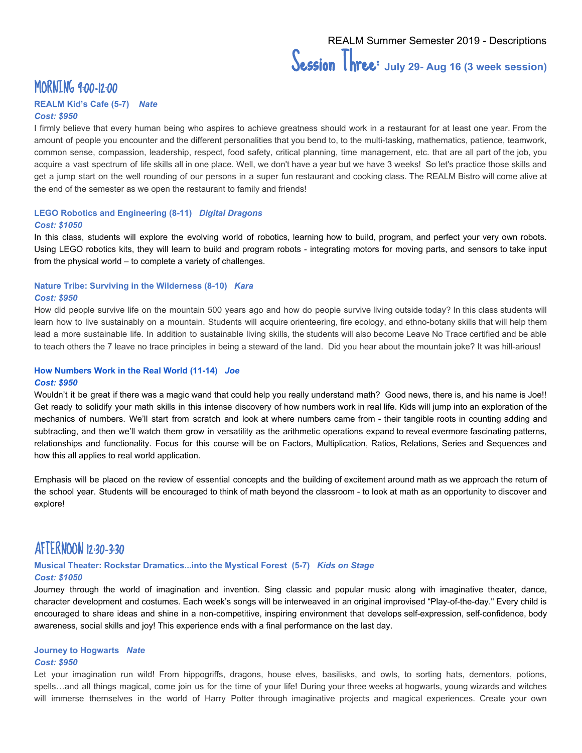REALM Summer Semester 2019 - Descriptions

# Session Three: July 29- Aug 16 (3 week session)

## MORNING 9:00-12:00

### REALM Kid's Cafe (5-7) *Nate*

***Cost: $950***

I firmly believe that every human being who aspires to achieve greatness should work in a restaurant for at least one year. From the amount of people you encounter and the different personalities that you bend to, to the multi-tasking, mathematics, patience, teamwork, common sense, compassion, leadership, respect, food safety, critical planning, time management, etc. that are all part of the job, you acquire a vast spectrum of life skills all in one place. Well, we don't have a year but we have 3 weeks! So let's practice those skills and get a jump start on the well rounding of our persons in a super fun restaurant and cooking class. The REALM Bistro will come alive at the end of the semester as we open the restaurant to family and friends!

### LEGO Robotics and Engineering (8-11) *Digital Dragons*

***Cost: $1050***

In this class, students will explore the evolving world of robotics, learning how to build, program, and perfect your very own robots. Using LEGO robotics kits, they will learn to build and program robots - integrating motors for moving parts, and sensors to take input from the physical world – to complete a variety of challenges.

### Nature Tribe: Surviving in the Wilderness (8-10) *Kara*

***Cost: $950***

How did people survive life on the mountain 500 years ago and how do people survive living outside today? In this class students will learn how to live sustainably on a mountain. Students will acquire orienteering, fire ecology, and ethno-botany skills that will help them lead a more sustainable life. In addition to sustainable living skills, the students will also become Leave No Trace certified and be able to teach others the 7 leave no trace principles in being a steward of the land. Did you hear about the mountain joke? It was hill-arious!

### How Numbers Work in the Real World (11-14) *Joe*

***Cost: $950***

Wouldn't it be great if there was a magic wand that could help you really understand math? Good news, there is, and his name is Joe!! Get ready to solidify your math skills in this intense discovery of how numbers work in real life. Kids will jump into an exploration of the mechanics of numbers. We'll start from scratch and look at where numbers came from - their tangible roots in counting adding and subtracting, and then we'll watch them grow in versatility as the arithmetic operations expand to reveal evermore fascinating patterns, relationships and functionality. Focus for this course will be on Factors, Multiplication, Ratios, Relations, Series and Sequences and how this all applies to real world application.

Emphasis will be placed on the review of essential concepts and the building of excitement around math as we approach the return of the school year. Students will be encouraged to think of math beyond the classroom - to look at math as an opportunity to discover and explore!

## AFTERNOON 12:30-3:30

### Musical Theater: Rockstar Dramatics...into the Mystical Forest (5-7) *Kids on Stage*

***Cost: $1050***

Journey through the world of imagination and invention. Sing classic and popular music along with imaginative theater, dance, character development and costumes. Each week's songs will be interweaved in an original improvised "Play-of-the-day." Every child is encouraged to share ideas and shine in a non-competitive, inspiring environment that develops self-expression, self-confidence, body awareness, social skills and joy! This experience ends with a final performance on the last day.

### Journey to Hogwarts *Nate*

***Cost: $950***

Let your imagination run wild! From hippogriffs, dragons, house elves, basilisks, and owls, to sorting hats, dementors, potions, spells…and all things magical, come join us for the time of your life! During your three weeks at hogwarts, young wizards and witches will immerse themselves in the world of Harry Potter through imaginative projects and magical experiences. Create your own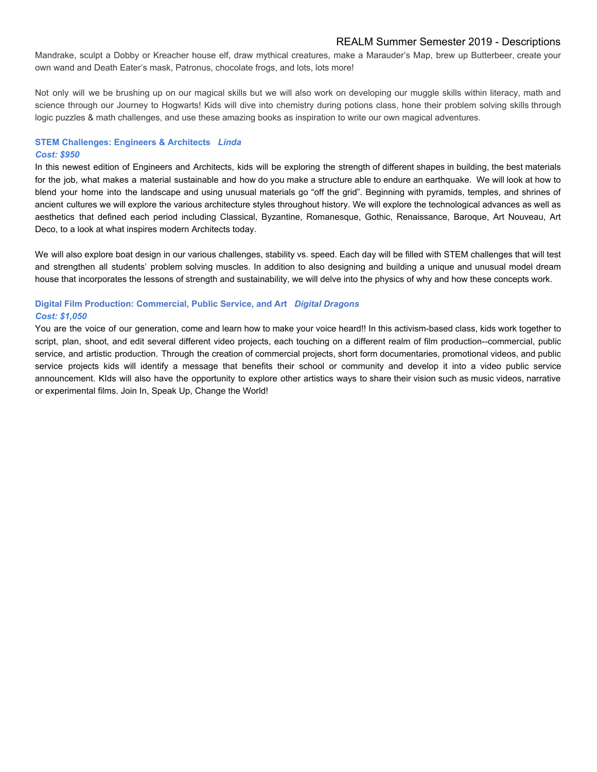Mandrake, sculpt a Dobby or Kreacher house elf, draw mythical creatures, make a Marauder's Map, brew up Butterbeer, create your own wand and Death Eater's mask, Patronus, chocolate frogs, and lots, lots more!

Not only will we be brushing up on our magical skills but we will also work on developing our muggle skills within literacy, math and science through our Journey to Hogwarts! Kids will dive into chemistry during potions class, hone their problem solving skills through logic puzzles & math challenges, and use these amazing books as inspiration to write our own magical adventures.

### STEM Challenges: Engineers & Architects *Linda*

***Cost: $950***

In this newest edition of Engineers and Architects, kids will be exploring the strength of different shapes in building, the best materials for the job, what makes a material sustainable and how do you make a structure able to endure an earthquake. We will look at how to blend your home into the landscape and using unusual materials go "off the grid". Beginning with pyramids, temples, and shrines of ancient cultures we will explore the various architecture styles throughout history. We will explore the technological advances as well as aesthetics that defined each period including Classical, Byzantine, Romanesque, Gothic, Renaissance, Baroque, Art Nouveau, Art Deco, to a look at what inspires modern Architects today.

We will also explore boat design in our various challenges, stability vs. speed. Each day will be filled with STEM challenges that will test and strengthen all students' problem solving muscles. In addition to also designing and building a unique and unusual model dream house that incorporates the lessons of strength and sustainability, we will delve into the physics of why and how these concepts work.

### Digital Film Production: Commercial, Public Service, and Art *Digital Dragons*

***Cost: $1,050***

You are the voice of our generation, come and learn how to make your voice heard!! In this activism-based class, kids work together to script, plan, shoot, and edit several different video projects, each touching on a different realm of film production--commercial, public service, and artistic production. Through the creation of commercial projects, short form documentaries, promotional videos, and public service projects kids will identify a message that benefits their school or community and develop it into a video public service announcement. KIds will also have the opportunity to explore other artistics ways to share their vision such as music videos, narrative or experimental films. Join In, Speak Up, Change the World!